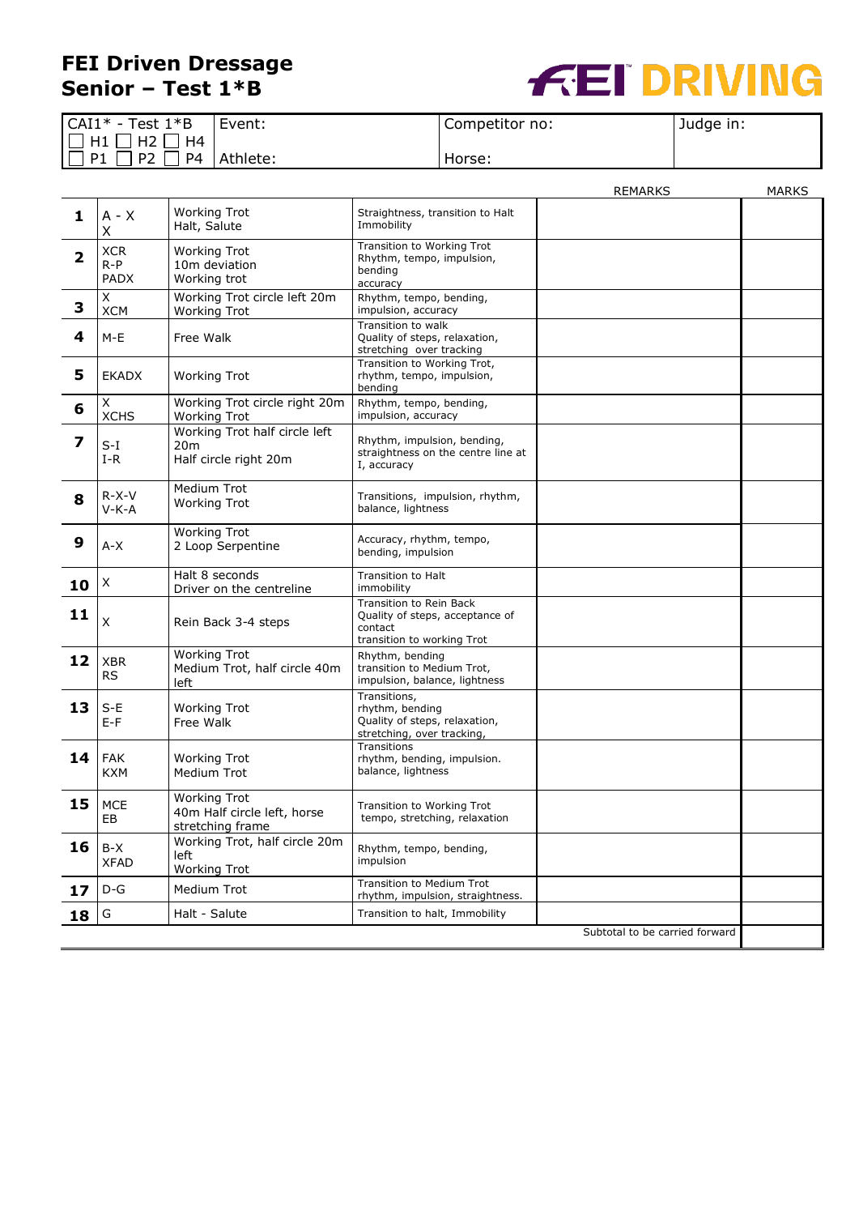# FEI Driven Dressage Senior – Test 1*B

FEI DRIVING

| CAI1* - Test 1*B<br>☐ H1 ☐ H2 ☐ H4<br>☐ P1 ☐ P2 ☐ P4 | Event:<br><br>Athlete: | Competitor no:<br><br>Horse: | Judge in: |
|---|---|---|---|

| | | | | REMARKS | MARKS |
|---|---|---|---|---|---|
| **1** | A - X<br>X | Working Trot<br>Halt, Salute | Straightness, transition to Halt<br>Immobility | | |
| **2** | XCR<br>R-P<br>PADX | Working Trot<br>10m deviation<br>Working trot | Transition to Working Trot<br>Rhythm, tempo, impulsion,<br>bending<br>accuracy | | |
| **3** | X<br>XCM | Working Trot circle left 20m<br>Working Trot | Rhythm, tempo, bending,<br>impulsion, accuracy | | |
| **4** | M-E | Free Walk | Transition to walk<br>Quality of steps, relaxation,<br>stretching over tracking | | |
| **5** | EKADX | Working Trot | Transition to Working Trot,<br>rhythm, tempo, impulsion,<br>bending | | |
| **6** | X<br>XCHS | Working Trot circle right 20m<br>Working Trot | Rhythm, tempo, bending,<br>impulsion, accuracy | | |
| **7** | S-I<br>I-R | Working Trot half circle left<br>20m<br>Half circle right 20m | Rhythm, impulsion, bending,<br>straightness on the centre line at<br>I, accuracy | | |
| **8** | R-X-V<br>V-K-A | Medium Trot<br>Working Trot | Transitions, impulsion, rhythm,<br>balance, lightness | | |
| **9** | A-X | Working Trot<br>2 Loop Serpentine | Accuracy, rhythm, tempo,<br>bending, impulsion | | |
| **10** | X | Halt 8 seconds<br>Driver on the centreline | Transition to Halt<br>immobility | | |
| **11** | X | Rein Back 3-4 steps | Transition to Rein Back<br>Quality of steps, acceptance of<br>contact<br>transition to working Trot | | |
| **12** | XBR<br>RS | Working Trot<br>Medium Trot, half circle 40m<br>left | Rhythm, bending<br>transition to Medium Trot,<br>impulsion, balance, lightness | | |
| **13** | S-E<br>E-F | Working Trot<br>Free Walk | Transitions,<br>rhythm, bending<br>Quality of steps, relaxation,<br>stretching, over tracking, | | |
| **14** | FAK<br>KXM | Working Trot<br>Medium Trot | Transitions<br>rhythm, bending, impulsion.<br>balance, lightness | | |
| **15** | MCE<br>EB | Working Trot<br>40m Half circle left, horse<br>stretching frame | Transition to Working Trot<br>tempo, stretching, relaxation | | |
| **16** | B-X<br>XFAD | Working Trot, half circle 20m<br>left<br>Working Trot | Rhythm, tempo, bending,<br>impulsion | | |
| **17** | D-G | Medium Trot | Transition to Medium Trot<br>rhythm, impulsion, straightness. | | |
| **18** | G | Halt - Salute | Transition to halt, Immobility | | |
| | | | | Subtotal to be carried forward | |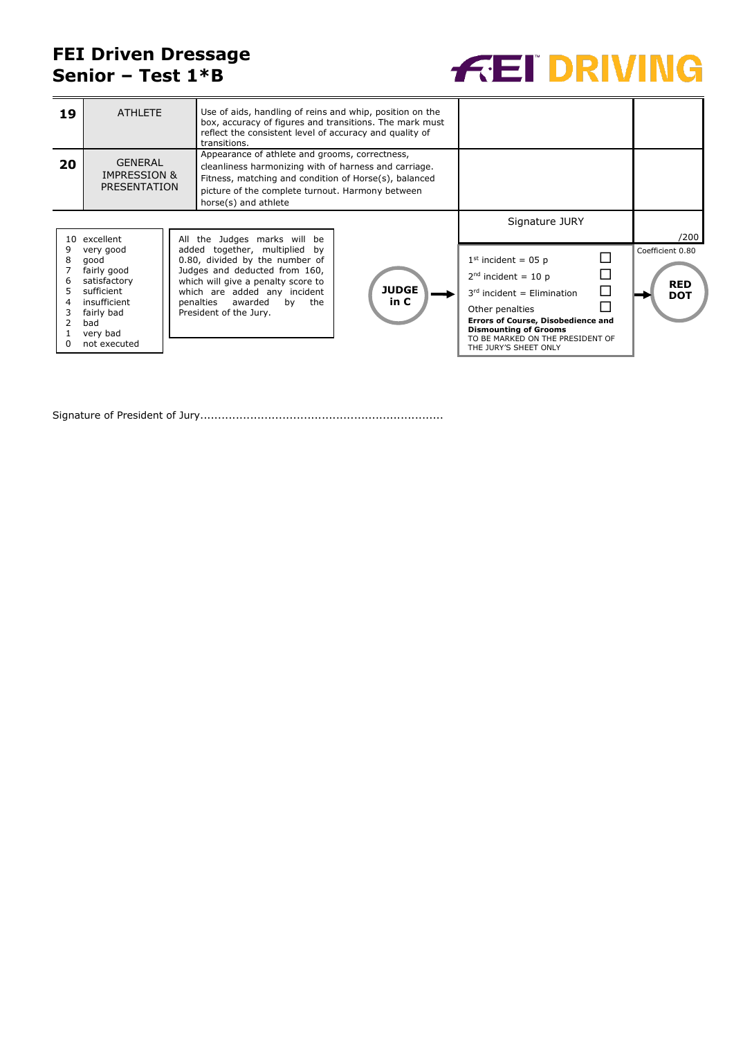# FEI Driven Dressage
# Senior – Test 1*B

FEI DRIVING

| | | | | |
|---|---|---|---|---|
| **19** | ATHLETE | Use of aids, handling of reins and whip, position on the box, accuracy of figures and transitions. The mark must reflect the consistent level of accuracy and quality of transitions. | | |
| **20** | GENERAL IMPRESSION & PRESENTATION | Appearance of athlete and grooms, correctness, cleanliness harmonizing with of harness and carriage. Fitness, matching and condition of Horse(s), balanced picture of the complete turnout. Harmony between horse(s) and athlete | | |
| | | | Signature JURY | /200 |

| Mark | |
|---|---|
| 10 | excellent |
| 9 | very good |
| 8 | good |
| 7 | fairly good |
| 6 | satisfactory |
| 5 | sufficient |
| 4 | insufficient |
| 3 | fairly bad |
| 2 | bad |
| 1 | very bad |
| 0 | not executed |

All the Judges marks will be added together, multiplied by 0.80, divided by the number of Judges and deducted from 160, which will give a penalty score to which are added any incident penalties awarded by the President of the Jury.

**JUDGE in C** →

| | |
|---|---|
| $1^{st}$ incident = 05 p | ☐ |
| $2^{nd}$ incident = 10 p | ☐ |
| $3^{rd}$ incident = Elimination | ☐ |
| Other penalties | ☐ |

**Errors of Course, Disobedience and Dismounting of Grooms**
TO BE MARKED ON THE PRESIDENT OF THE JURY'S SHEET ONLY

Coefficient 0.80

→ **RED DOT**

Signature of President of Jury....................................................................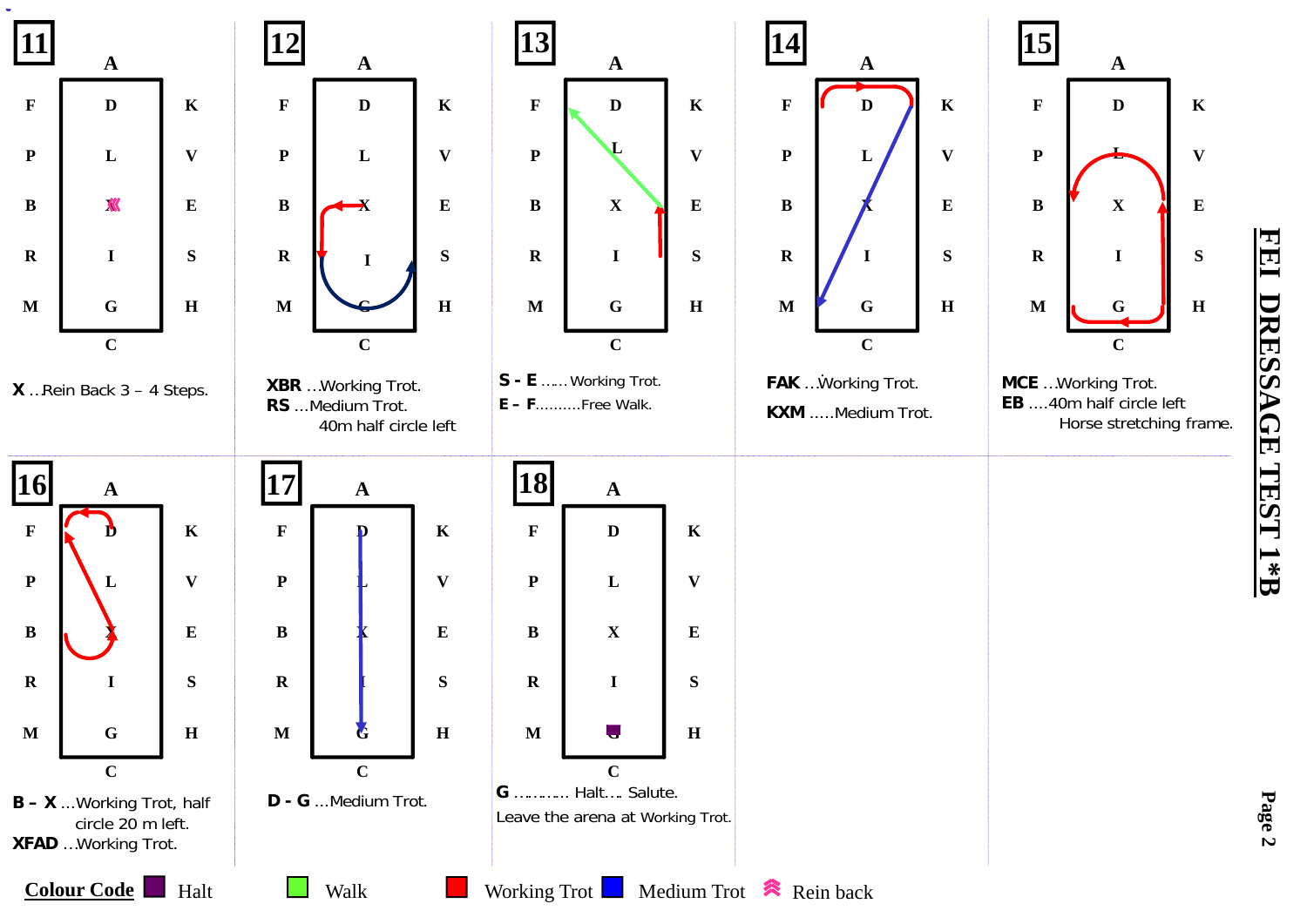# FEI DRESSAGE TEST 1*B

**11**

**X** …Rein Back 3 – 4 Steps.

**12**

**XBR** …Working Trot.
**RS** …Medium Trot.
40m half circle left

**13**

**S - E** …… Working Trot.
**E – F**……….Free Walk.

**14**

**FAK** …Working Trot.
**KXM** …..Medium Trot.

**15**

**MCE** …Working Trot.
**EB** ….40m half circle left
Horse stretching frame.

**16**

**B – X** …Working Trot, half circle 20 m left.
**XFAD** …Working Trot.

**17**

**D - G** …Medium Trot.

**18**

**G** ………… Halt…. Salute.
Leave the arena at Working Trot.

**Colour Code** Halt Walk Working Trot Medium Trot Rein back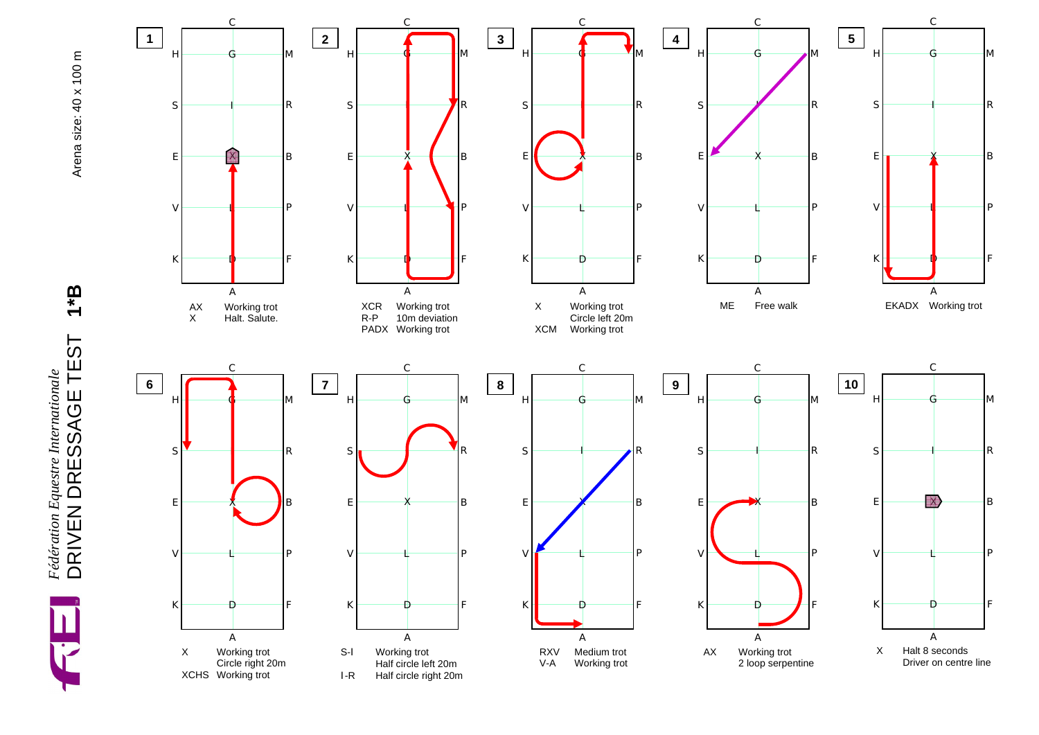# Fédération Equestre Internationale

## DRIVEN DRESSAGE TEST 1*B

Arena size: 40 x 100 m

**1**

| | |
|---|---|
| AX | Working trot |
| X | Halt. Salute. |

**2**

| | |
|---|---|
| XCR | Working trot |
| R-P | 10m deviation |
| PADX | Working trot |

**3**

| | |
|---|---|
| X | Working trot |
| | Circle left 20m |
| XCM | Working trot |

**4**

| | |
|---|---|
| ME | Free walk |

**5**

| | |
|---|---|
| EKADX | Working trot |

**6**

| | |
|---|---|
| X | Working trot |
| | Circle right 20m |
| XCHS | Working trot |

**7**

| | |
|---|---|
| S-I | Working trot |
| | Half circle left 20m |
| I-R | Half circle right 20m |

**8**

| | |
|---|---|
| RXV | Medium trot |
| V-A | Working trot |

**9**

| | |
|---|---|
| AX | Working trot |
| | 2 loop serpentine |

**10**

| | |
|---|---|
| X | Halt 8 seconds |
| | Driver on centre line |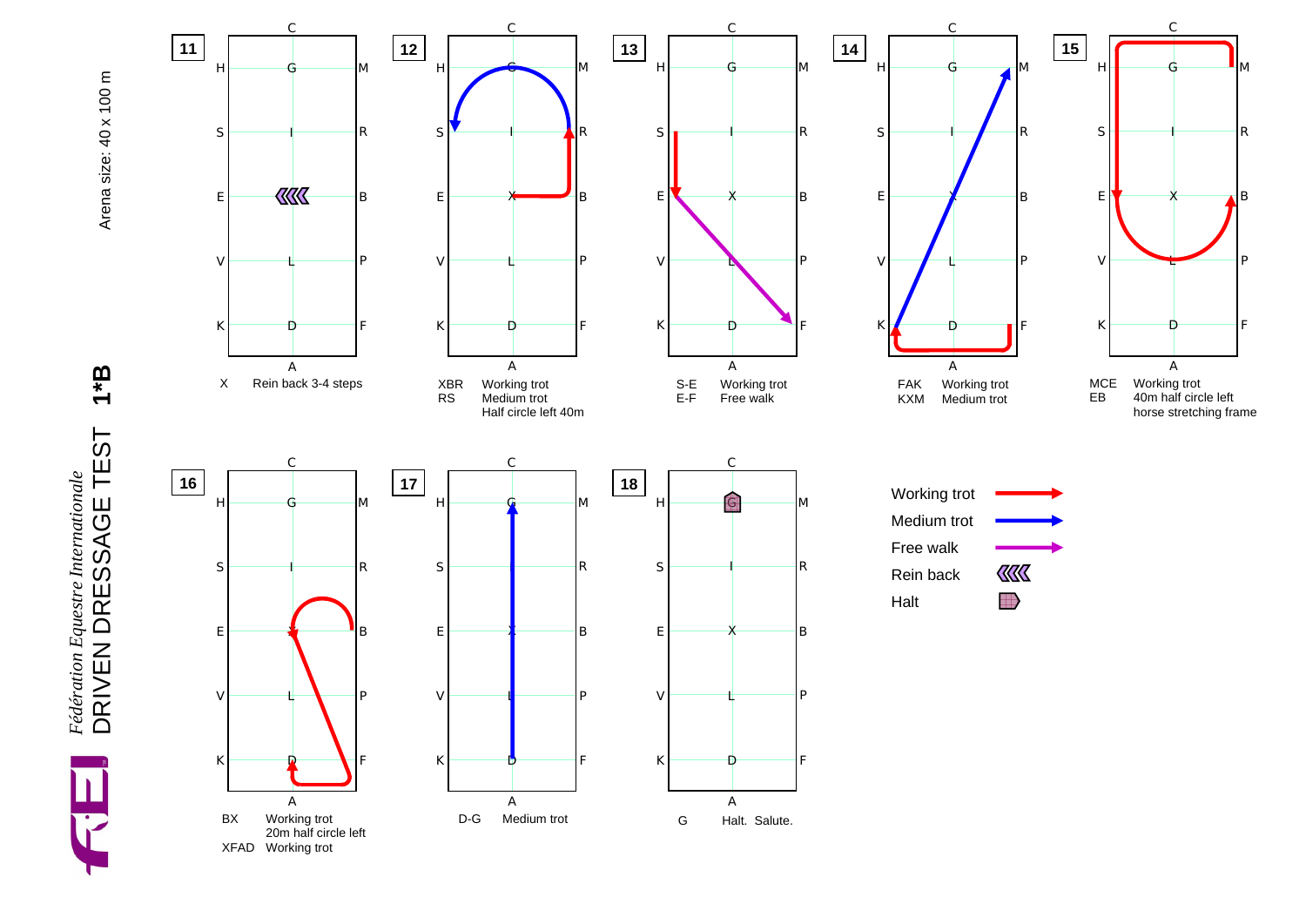Arena size: 40 x 100 m

*Fédération Equestre Internationale*

DRIVEN DRESSAGE TEST **1*B**

**11**

X Rein back 3-4 steps

**12**

XBR Working trot
RS Medium trot
Half circle left 40m

**13**

S-E Working trot
E-F Free walk

**14**

FAK Working trot
KXM Medium trot

**15**

MCE Working trot
EB 40m half circle left
horse stretching frame

**16**

BX Working trot
20m half circle left
XFAD Working trot

**17**

D-G Medium trot

**18**

G Halt. Salute.

Working trot
Medium trot
Free walk
Rein back
Halt